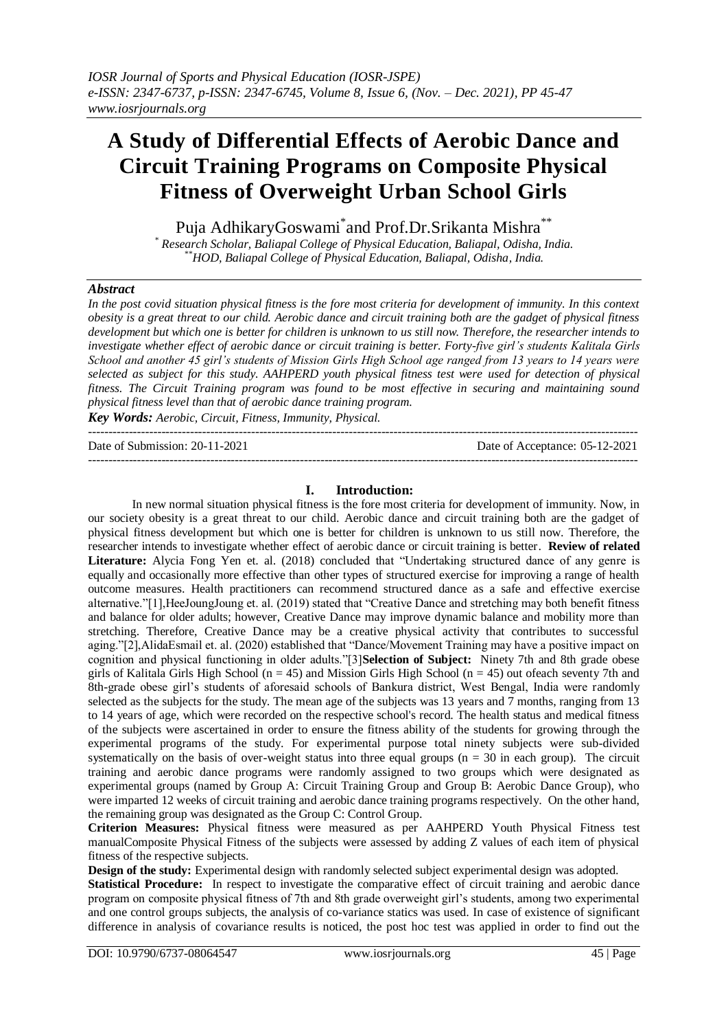# A Study of Differential Effects of Aerobic Dance and Circuit Training Programs on Composite Physical Fitness of Overweight Urban School Girls

Puja AdhikaryGoswami[*] and Prof.Dr.Srikanta Mishra[**]

[*] *Research Scholar, Baliapal College of Physical Education, Baliapal, Odisha, India.*
[**] *HOD, Baliapal College of Physical Education, Baliapal, Odisha, India.*

### *Abstract*

*In the post covid situation physical fitness is the fore most criteria for development of immunity. In this context obesity is a great threat to our child. Aerobic dance and circuit training both are the gadget of physical fitness development but which one is better for children is unknown to us still now. Therefore, the researcher intends to investigate whether effect of aerobic dance or circuit training is better. Forty-five girl's students Kalitala Girls School and another 45 girl's students of Mission Girls High School age ranged from 13 years to 14 years were selected as subject for this study. AAHPERD youth physical fitness test were used for detection of physical fitness. The Circuit Training program was found to be most effective in securing and maintaining sound physical fitness level than that of aerobic dance training program.*

***Key Words:*** *Aerobic, Circuit, Fitness, Immunity, Physical.*

---

Date of Submission: 20-11-2021 &nbsp;&nbsp;&nbsp;&nbsp;&nbsp;&nbsp;&nbsp;&nbsp; Date of Acceptance: 05-12-2021

---

## I. Introduction:

In new normal situation physical fitness is the fore most criteria for development of immunity. Now, in our society obesity is a great threat to our child. Aerobic dance and circuit training both are the gadget of physical fitness development but which one is better for children is unknown to us still now. Therefore, the researcher intends to investigate whether effect of aerobic dance or circuit training is better. **Review of related Literature:** Alycia Fong Yen et. al. (2018) concluded that "Undertaking structured dance of any genre is equally and occasionally more effective than other types of structured exercise for improving a range of health outcome measures. Health practitioners can recommend structured dance as a safe and effective exercise alternative."[1],HeeJoungJoung et. al. (2019) stated that "Creative Dance and stretching may both benefit fitness and balance for older adults; however, Creative Dance may improve dynamic balance and mobility more than stretching. Therefore, Creative Dance may be a creative physical activity that contributes to successful aging."[2],AlidaEsmail et. al. (2020) established that "Dance/Movement Training may have a positive impact on cognition and physical functioning in older adults."[3]**Selection of Subject:** Ninety 7th and 8th grade obese girls of Kalitala Girls High School (n = 45) and Mission Girls High School (n = 45) out ofeach seventy 7th and 8th-grade obese girl's students of aforesaid schools of Bankura district, West Bengal, India were randomly selected as the subjects for the study. The mean age of the subjects was 13 years and 7 months, ranging from 13 to 14 years of age, which were recorded on the respective school's record. The health status and medical fitness of the subjects were ascertained in order to ensure the fitness ability of the students for growing through the experimental programs of the study. For experimental purpose total ninety subjects were sub-divided systematically on the basis of over-weight status into three equal groups (n = 30 in each group). The circuit training and aerobic dance programs were randomly assigned to two groups which were designated as experimental groups (named by Group A: Circuit Training Group and Group B: Aerobic Dance Group), who were imparted 12 weeks of circuit training and aerobic dance training programs respectively. On the other hand, the remaining group was designated as the Group C: Control Group.

**Criterion Measures:** Physical fitness were measured as per AAHPERD Youth Physical Fitness test manualComposite Physical Fitness of the subjects were assessed by adding Z values of each item of physical fitness of the respective subjects.

**Design of the study:** Experimental design with randomly selected subject experimental design was adopted.

**Statistical Procedure:** In respect to investigate the comparative effect of circuit training and aerobic dance program on composite physical fitness of 7th and 8th grade overweight girl's students, among two experimental and one control groups subjects, the analysis of co-variance statics was used. In case of existence of significant difference in analysis of covariance results is noticed, the post hoc test was applied in order to find out the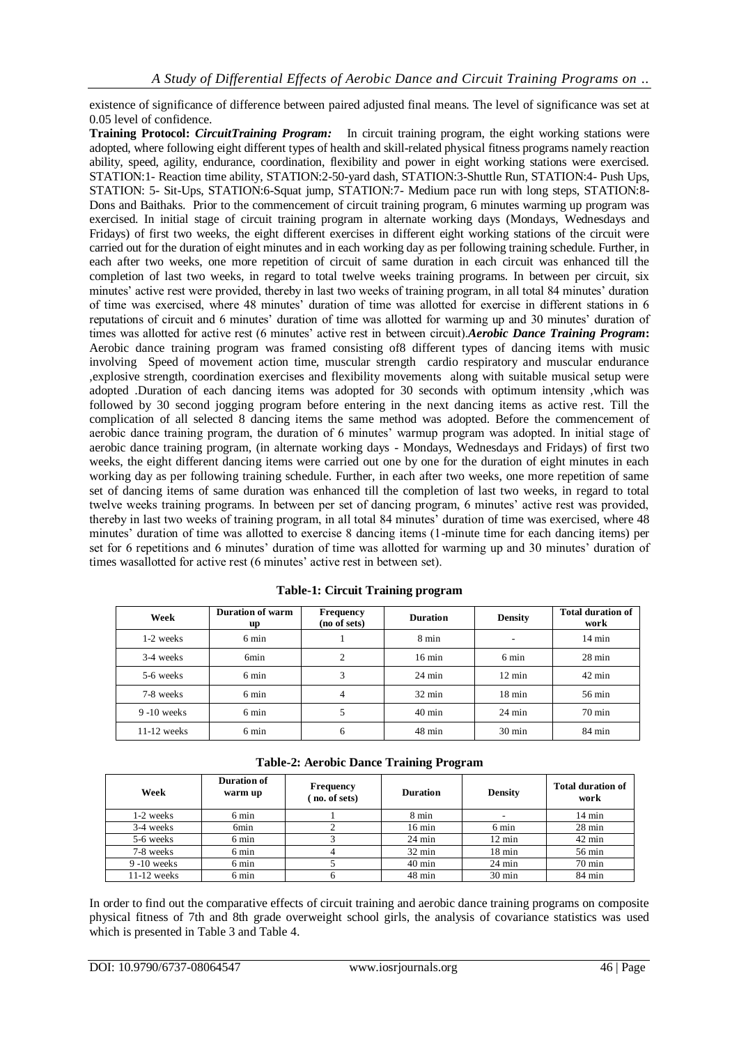existence of significance of difference between paired adjusted final means. The level of significance was set at 0.05 level of confidence.

**Training Protocol:** ***CircuitTraining Program:*** In circuit training program, the eight working stations were adopted, where following eight different types of health and skill-related physical fitness programs namely reaction ability, speed, agility, endurance, coordination, flexibility and power in eight working stations were exercised. STATION:1- Reaction time ability, STATION:2-50-yard dash, STATION:3-Shuttle Run, STATION:4- Push Ups, STATION: 5- Sit-Ups, STATION:6-Squat jump, STATION:7- Medium pace run with long steps, STATION:8- Dons and Baithaks. Prior to the commencement of circuit training program, 6 minutes warming up program was exercised. In initial stage of circuit training program in alternate working days (Mondays, Wednesdays and Fridays) of first two weeks, the eight different exercises in different eight working stations of the circuit were carried out for the duration of eight minutes and in each working day as per following training schedule. Further, in each after two weeks, one more repetition of circuit of same duration in each circuit was enhanced till the completion of last two weeks, in regard to total twelve weeks training programs. In between per circuit, six minutes' active rest were provided, thereby in last two weeks of training program, in all total 84 minutes' duration of time was exercised, where 48 minutes' duration of time was allotted for exercise in different stations in 6 reputations of circuit and 6 minutes' duration of time was allotted for warming up and 30 minutes' duration of times was allotted for active rest (6 minutes' active rest in between circuit).***Aerobic Dance Training Program*:** Aerobic dance training program was framed consisting of8 different types of dancing items with music involving Speed of movement action time, muscular strength cardio respiratory and muscular endurance ,explosive strength, coordination exercises and flexibility movements along with suitable musical setup were adopted .Duration of each dancing items was adopted for 30 seconds with optimum intensity ,which was followed by 30 second jogging program before entering in the next dancing items as active rest. Till the complication of all selected 8 dancing items the same method was adopted. Before the commencement of aerobic dance training program, the duration of 6 minutes' warmup program was adopted. In initial stage of aerobic dance training program, (in alternate working days - Mondays, Wednesdays and Fridays) of first two weeks, the eight different dancing items were carried out one by one for the duration of eight minutes in each working day as per following training schedule. Further, in each after two weeks, one more repetition of same set of dancing items of same duration was enhanced till the completion of last two weeks, in regard to total twelve weeks training programs. In between per set of dancing program, 6 minutes' active rest was provided, thereby in last two weeks of training program, in all total 84 minutes' duration of time was exercised, where 48 minutes' duration of time was allotted to exercise 8 dancing items (1-minute time for each dancing items) per set for 6 repetitions and 6 minutes' duration of time was allotted for warming up and 30 minutes' duration of times wasallotted for active rest (6 minutes' active rest in between set).

**Table-1: Circuit Training program**

| Week | Duration of warm up | Frequency (no of sets) | Duration | Density | Total duration of work |
|---|---|---|---|---|---|
| 1-2 weeks | 6 min | 1 | 8 min | - | 14 min |
| 3-4 weeks | 6min | 2 | 16 min | 6 min | 28 min |
| 5-6 weeks | 6 min | 3 | 24 min | 12 min | 42 min |
| 7-8 weeks | 6 min | 4 | 32 min | 18 min | 56 min |
| 9 -10 weeks | 6 min | 5 | 40 min | 24 min | 70 min |
| 11-12 weeks | 6 min | 6 | 48 min | 30 min | 84 min |

**Table-2: Aerobic Dance Training Program**

| Week | Duration of warm up | Frequency ( no. of sets) | Duration | Density | Total duration of work |
|---|---|---|---|---|---|
| 1-2 weeks | 6 min | 1 | 8 min | - | 14 min |
| 3-4 weeks | 6min | 2 | 16 min | 6 min | 28 min |
| 5-6 weeks | 6 min | 3 | 24 min | 12 min | 42 min |
| 7-8 weeks | 6 min | 4 | 32 min | 18 min | 56 min |
| 9 -10 weeks | 6 min | 5 | 40 min | 24 min | 70 min |
| 11-12 weeks | 6 min | 6 | 48 min | 30 min | 84 min |

In order to find out the comparative effects of circuit training and aerobic dance training programs on composite physical fitness of 7th and 8th grade overweight school girls, the analysis of covariance statistics was used which is presented in Table 3 and Table 4.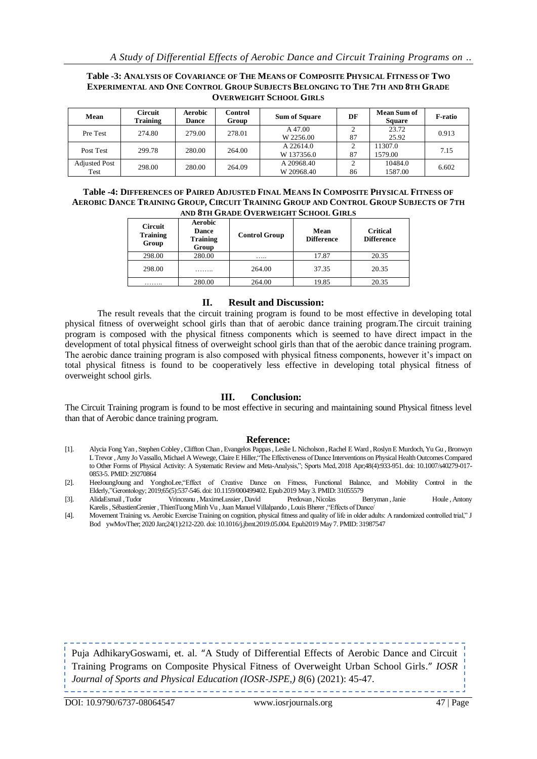**Table -3: Analysis of Covariance of The Means of Composite Physical Fitness of Two Experimental and One Control Group Subjects Belonging to The 7th and 8th Grade Overweight School Girls**

| Mean | Circuit Training | Aerobic Dance | Control Group | Sum of Square | DF | Mean Sum of Square | F-ratio |
|---|---|---|---|---|---|---|---|
| Pre Test | 274.80 | 279.00 | 278.01 | A 47.00<br>W 2256.00 | 2<br>87 | 23.72<br>25.92 | 0.913 |
| Post Test | 299.78 | 280.00 | 264.00 | A 22614.0<br>W 137356.0 | 2<br>87 | 11307.0<br>1579.00 | 7.15 |
| Adjusted Post Test | 298.00 | 280.00 | 264.09 | A 20968.40<br>W 20968.40 | 2<br>86 | 10484.0<br>1587.00 | 6.602 |

**Table -4: Differences of Paired Adjusted Final Means In Composite Physical Fitness of Aerobic Dance Training Group, Circuit Training Group and Control Group Subjects of 7th and 8th Grade Overweight School Girls**

| Circuit Training Group | Aerobic Dance Training Group | Control Group | Mean Difference | Critical Difference |
|---|---|---|---|---|
| 298.00 | 280.00 | ….. | 17.87 | 20.35 |
| 298.00 | …….. | 264.00 | 37.35 | 20.35 |
| …….. | 280.00 | 264.00 | 19.85 | 20.35 |

## II. Result and Discussion:

The result reveals that the circuit training program is found to be most effective in developing total physical fitness of overweight school girls than that of aerobic dance training program.The circuit training program is composed with the physical fitness components which is seemed to have direct impact in the development of total physical fitness of overweight school girls than that of the aerobic dance training program. The aerobic dance training program is also composed with physical fitness components, however it's impact on total physical fitness is found to be cooperatively less effective in developing total physical fitness of overweight school girls.

## III. Conclusion:

The Circuit Training program is found to be most effective in securing and maintaining sound Physical fitness level than that of Aerobic dance training program.

## Reference:

[1]. Alycia Fong Yan , Stephen Cobley , Cliffton Chan , Evangelos Pappas , Leslie L Nicholson , Rachel E Ward , Roslyn E Murdoch, Yu Gu , Bronwyn L Trevor , Amy Jo Vassallo, Michael A Wewege, Claire E Hiller,"The Effectiveness of Dance Interventions on Physical Health Outcomes Compared to Other Forms of Physical Activity: A Systematic Review and Meta-Analysis,"; Sports Med, 2018 Apr;48(4):933-951. doi: 10.1007/s40279-017-0853-5. PMID: 29270864

[2]. HeeJoungJoung and YonghoLee,"Effect of Creative Dance on Fitness, Functional Balance, and Mobility Control in the Elderly,"Gerontology; 2019;65(5):537-546. doi: 10.1159/000499402. Epub 2019 May 3. PMID: 31055579

[3]. AlidaEsmail , Tudor Vrinceanu , MaximeLussier , David Predovan , Nicolas Berryman , Janie Houle , Antony Karelis , SébastienGrenier , ThienTuong Minh Vu , Juan Manuel Villalpando , Louis Bherer ,"Effects of Dance/

[4]. Movement Training vs. Aerobic Exercise Training on cognition, physical fitness and quality of life in older adults: A randomized controlled trial," J Bod ywMovTher; 2020 Jan;24(1):212-220. doi: 10.1016/j.jbmt.2019.05.004. Epub2019 May 7. PMID: 31987547

Puja AdhikaryGoswami, et. al. "A Study of Differential Effects of Aerobic Dance and Circuit Training Programs on Composite Physical Fitness of Overweight Urban School Girls." *IOSR Journal of Sports and Physical Education (IOSR-JSPE,) 8*(6) (2021): 45-47.